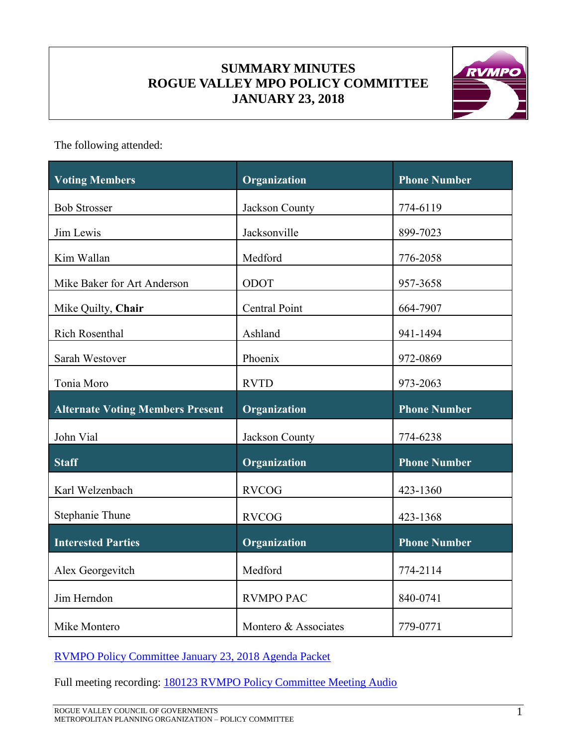# SUMMARY MINUTES
# ROGUE VALLEY MPO POLICY COMMITTEE
# JANUARY 23, 2018

The following attended:

| Voting Members | Organization | Phone Number |
|---|---|---|
| Bob Strosser | Jackson County | 774-6119 |
| Jim Lewis | Jacksonville | 899-7023 |
| Kim Wallan | Medford | 776-2058 |
| Mike Baker for Art Anderson | ODOT | 957-3658 |
| Mike Quilty, **Chair** | Central Point | 664-7907 |
| Rich Rosenthal | Ashland | 941-1494 |
| Sarah Westover | Phoenix | 972-0869 |
| Tonia Moro | RVTD | 973-2063 |
| **Alternate Voting Members Present** | **Organization** | **Phone Number** |
| John Vial | Jackson County | 774-6238 |
| **Staff** | **Organization** | **Phone Number** |
| Karl Welzenbach | RVCOG | 423-1360 |
| Stephanie Thune | RVCOG | 423-1368 |
| **Interested Parties** | **Organization** | **Phone Number** |
| Alex Georgevitch | Medford | 774-2114 |
| Jim Herndon | RVMPO PAC | 840-0741 |
| Mike Montero | Montero & Associates | 779-0771 |

RVMPO Policy Committee January 23, 2018 Agenda Packet

Full meeting recording: 180123 RVMPO Policy Committee Meeting Audio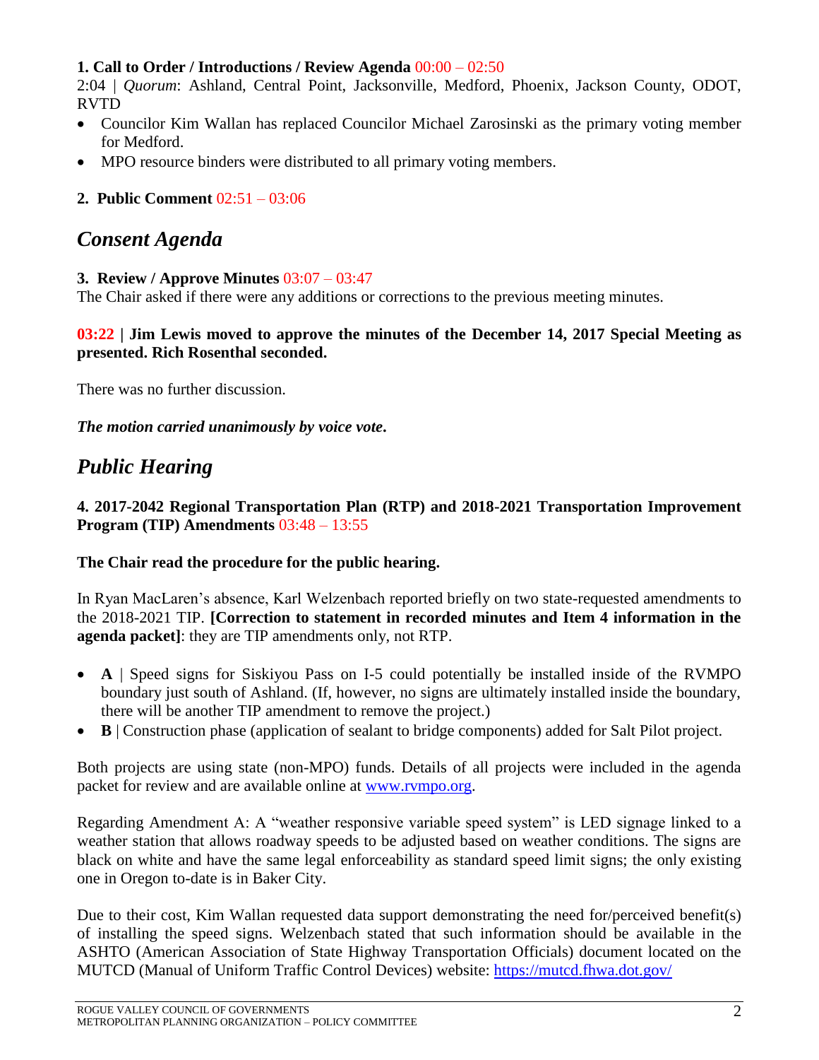**1. Call to Order / Introductions / Review Agenda** 00:00 – 02:50

2:04 | *Quorum*: Ashland, Central Point, Jacksonville, Medford, Phoenix, Jackson County, ODOT, RVTD

- Councilor Kim Wallan has replaced Councilor Michael Zarosinski as the primary voting member for Medford.
- MPO resource binders were distributed to all primary voting members.

**2. Public Comment** 02:51 – 03:06

## *Consent Agenda*

**3. Review / Approve Minutes** 03:07 – 03:47

The Chair asked if there were any additions or corrections to the previous meeting minutes.

**03:22 | Jim Lewis moved to approve the minutes of the December 14, 2017 Special Meeting as presented. Rich Rosenthal seconded.**

There was no further discussion.

***The motion carried unanimously by voice vote.***

## *Public Hearing*

**4. 2017-2042 Regional Transportation Plan (RTP) and 2018-2021 Transportation Improvement Program (TIP) Amendments** 03:48 – 13:55

**The Chair read the procedure for the public hearing.**

In Ryan MacLaren's absence, Karl Welzenbach reported briefly on two state-requested amendments to the 2018-2021 TIP. **[Correction to statement in recorded minutes and Item 4 information in the agenda packet]**: they are TIP amendments only, not RTP.

- **A** | Speed signs for Siskiyou Pass on I-5 could potentially be installed inside of the RVMPO boundary just south of Ashland. (If, however, no signs are ultimately installed inside the boundary, there will be another TIP amendment to remove the project.)
- **B** | Construction phase (application of sealant to bridge components) added for Salt Pilot project.

Both projects are using state (non-MPO) funds. Details of all projects were included in the agenda packet for review and are available online at [www.rvmpo.org](http://www.rvmpo.org).

Regarding Amendment A: A "weather responsive variable speed system" is LED signage linked to a weather station that allows roadway speeds to be adjusted based on weather conditions. The signs are black on white and have the same legal enforceability as standard speed limit signs; the only existing one in Oregon to-date is in Baker City.

Due to their cost, Kim Wallan requested data support demonstrating the need for/perceived benefit(s) of installing the speed signs. Welzenbach stated that such information should be available in the ASHTO (American Association of State Highway Transportation Officials) document located on the MUTCD (Manual of Uniform Traffic Control Devices) website: [https://mutcd.fhwa.dot.gov/](https://mutcd.fhwa.dot.gov/)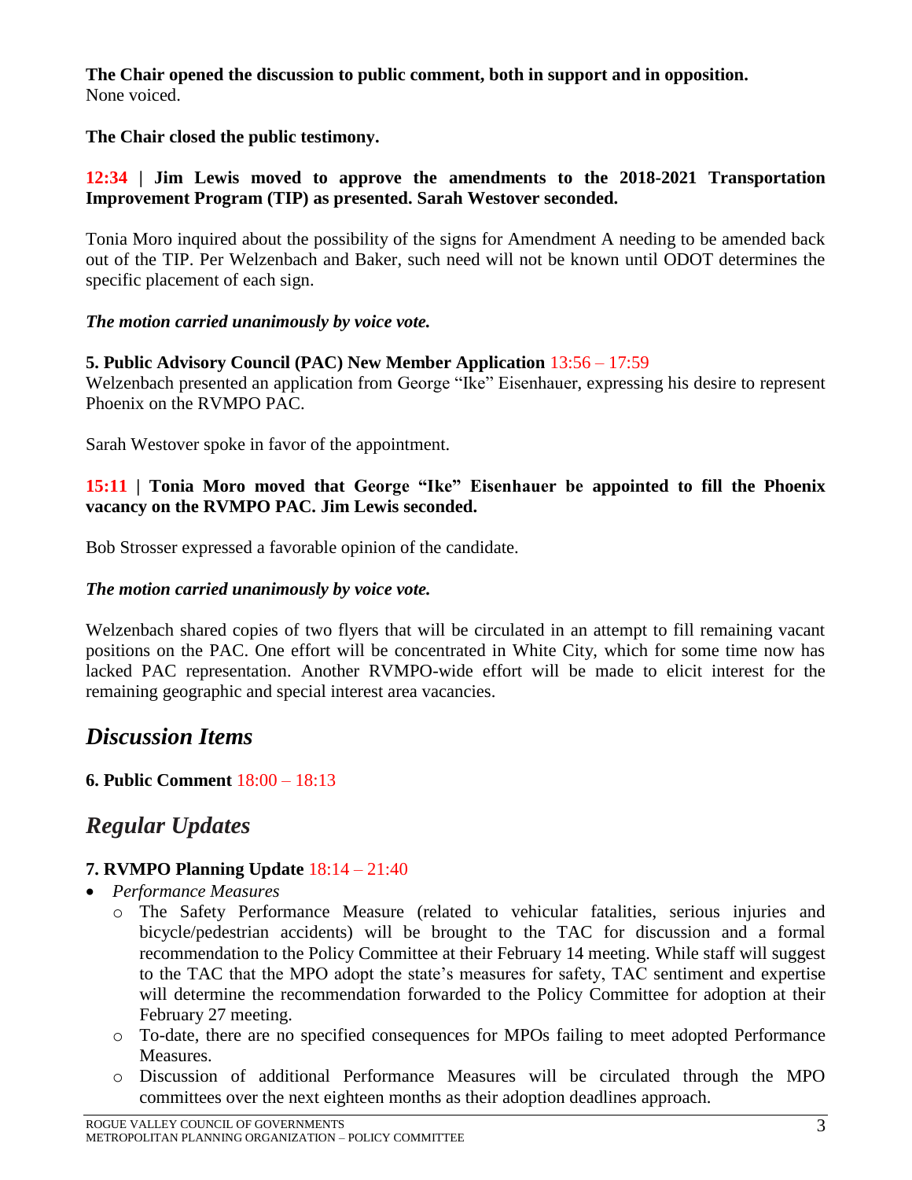**The Chair opened the discussion to public comment, both in support and in opposition.**
None voiced.

**The Chair closed the public testimony.**

**12:34 | Jim Lewis moved to approve the amendments to the 2018-2021 Transportation Improvement Program (TIP) as presented. Sarah Westover seconded.**

Tonia Moro inquired about the possibility of the signs for Amendment A needing to be amended back out of the TIP. Per Welzenbach and Baker, such need will not be known until ODOT determines the specific placement of each sign.

***The motion carried unanimously by voice vote.***

**5. Public Advisory Council (PAC) New Member Application** 13:56 – 17:59
Welzenbach presented an application from George "Ike" Eisenhauer, expressing his desire to represent Phoenix on the RVMPO PAC.

Sarah Westover spoke in favor of the appointment.

**15:11 | Tonia Moro moved that George "Ike" Eisenhauer be appointed to fill the Phoenix vacancy on the RVMPO PAC. Jim Lewis seconded.**

Bob Strosser expressed a favorable opinion of the candidate.

***The motion carried unanimously by voice vote.***

Welzenbach shared copies of two flyers that will be circulated in an attempt to fill remaining vacant positions on the PAC. One effort will be concentrated in White City, which for some time now has lacked PAC representation. Another RVMPO-wide effort will be made to elicit interest for the remaining geographic and special interest area vacancies.

## *Discussion Items*

**6. Public Comment** 18:00 – 18:13

## *Regular Updates*

**7. RVMPO Planning Update** 18:14 – 21:40

- *Performance Measures*
  - The Safety Performance Measure (related to vehicular fatalities, serious injuries and bicycle/pedestrian accidents) will be brought to the TAC for discussion and a formal recommendation to the Policy Committee at their February 14 meeting. While staff will suggest to the TAC that the MPO adopt the state's measures for safety, TAC sentiment and expertise will determine the recommendation forwarded to the Policy Committee for adoption at their February 27 meeting.
  - To-date, there are no specified consequences for MPOs failing to meet adopted Performance Measures.
  - Discussion of additional Performance Measures will be circulated through the MPO committees over the next eighteen months as their adoption deadlines approach.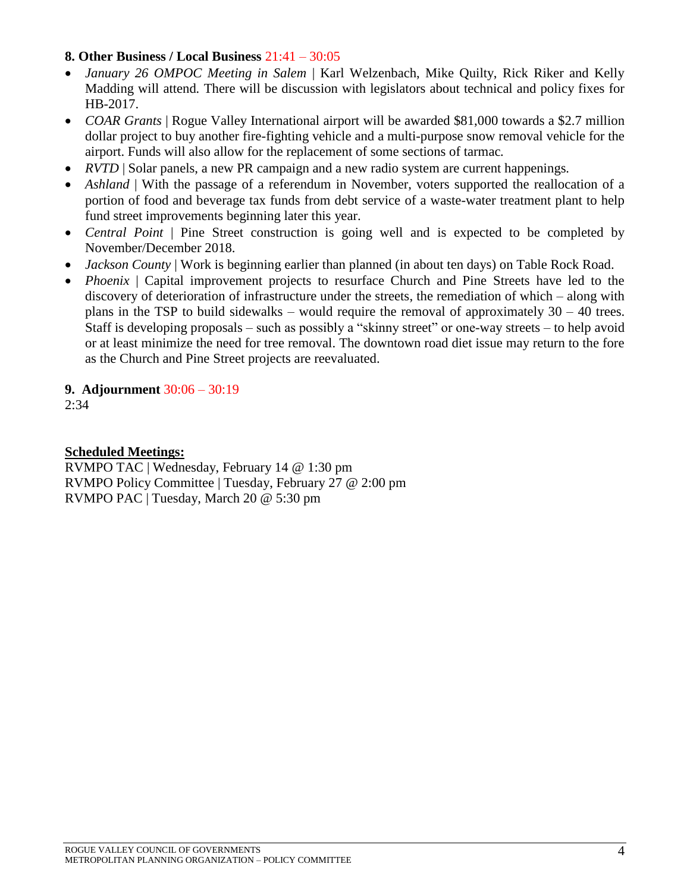**8. Other Business / Local Business** 21:41 – 30:05

- *January 26 OMPOC Meeting in Salem* | Karl Welzenbach, Mike Quilty, Rick Riker and Kelly Madding will attend. There will be discussion with legislators about technical and policy fixes for HB-2017.
- *COAR Grants* | Rogue Valley International airport will be awarded $81,000 towards a $2.7 million dollar project to buy another fire-fighting vehicle and a multi-purpose snow removal vehicle for the airport. Funds will also allow for the replacement of some sections of tarmac.
- *RVTD* | Solar panels, a new PR campaign and a new radio system are current happenings.
- *Ashland* | With the passage of a referendum in November, voters supported the reallocation of a portion of food and beverage tax funds from debt service of a waste-water treatment plant to help fund street improvements beginning later this year.
- *Central Point* | Pine Street construction is going well and is expected to be completed by November/December 2018.
- *Jackson County* | Work is beginning earlier than planned (in about ten days) on Table Rock Road.
- *Phoenix* | Capital improvement projects to resurface Church and Pine Streets have led to the discovery of deterioration of infrastructure under the streets, the remediation of which – along with plans in the TSP to build sidewalks – would require the removal of approximately 30 – 40 trees. Staff is developing proposals – such as possibly a "skinny street" or one-way streets – to help avoid or at least minimize the need for tree removal. The downtown road diet issue may return to the fore as the Church and Pine Street projects are reevaluated.

**9. Adjournment** 30:06 – 30:19

2:34

**Scheduled Meetings:**

RVMPO TAC | Wednesday, February 14 @ 1:30 pm
RVMPO Policy Committee | Tuesday, February 27 @ 2:00 pm
RVMPO PAC | Tuesday, March 20 @ 5:30 pm